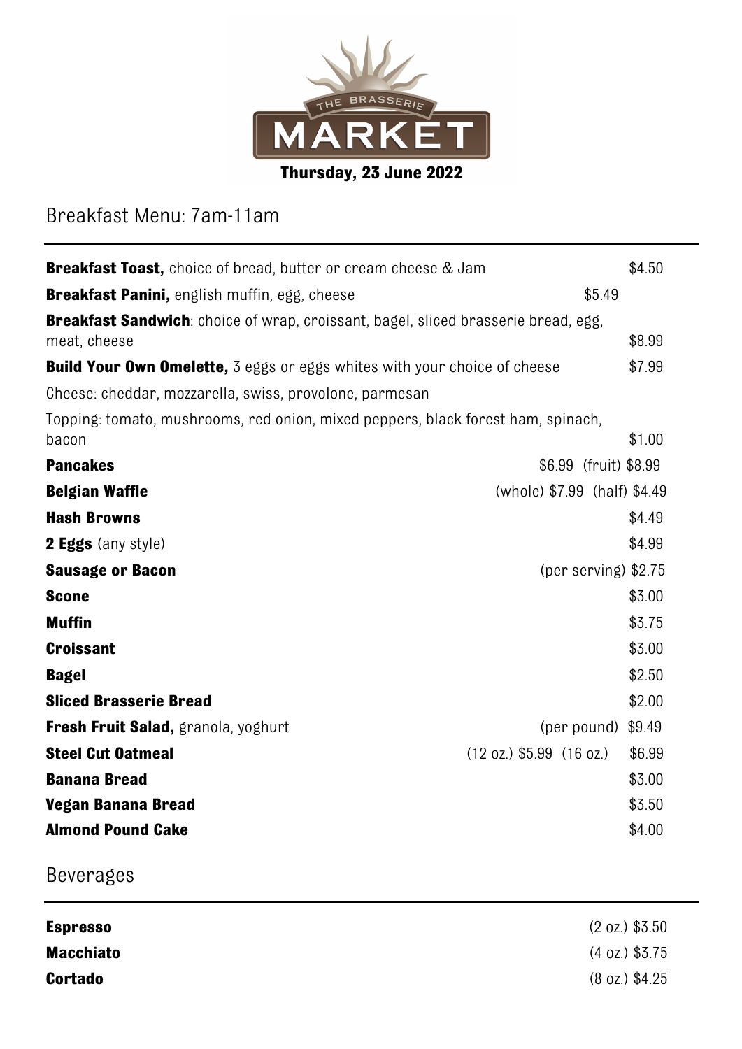THE BRASSERIE

# MARKET

**Thursday, 23 June 2022**

## Breakfast Menu: 7am-11am

| Item | Price |
|---|---|
| **Breakfast Toast,** choice of bread, butter or cream cheese & Jam | $4.50 |
| **Breakfast Panini,** english muffin, egg, cheese | $5.49 |
| **Breakfast Sandwich**: choice of wrap, croissant, bagel, sliced brasserie bread, egg, meat, cheese | $8.99 |
| **Build Your Own Omelette,** 3 eggs or eggs whites with your choice of cheese | $7.99 |
| Cheese: cheddar, mozzarella, swiss, provolone, parmesan | |
| Topping: tomato, mushrooms, red onion, mixed peppers, black forest ham, spinach, bacon | $1.00 |
| **Pancakes** | $6.99 (fruit) $8.99 |
| **Belgian Waffle** | (whole) $7.99 (half) $4.49 |
| **Hash Browns** | $4.49 |
| **2 Eggs** (any style) | $4.99 |
| **Sausage or Bacon** | (per serving) $2.75 |
| **Scone** | $3.00 |
| **Muffin** | $3.75 |
| **Croissant** | $3.00 |
| **Bagel** | $2.50 |
| **Sliced Brasserie Bread** | $2.00 |
| **Fresh Fruit Salad,** granola, yoghurt | (per pound) $9.49 |
| **Steel Cut Oatmeal** | (12 oz.) $5.99 (16 oz.) $6.99 |
| **Banana Bread** | $3.00 |
| **Vegan Banana Bread** | $3.50 |
| **Almond Pound Cake** | $4.00 |

## Beverages

| Item | Price |
|---|---|
| **Espresso** | (2 oz.) $3.50 |
| **Macchiato** | (4 oz.) $3.75 |
| **Cortado** | (8 oz.) $4.25 |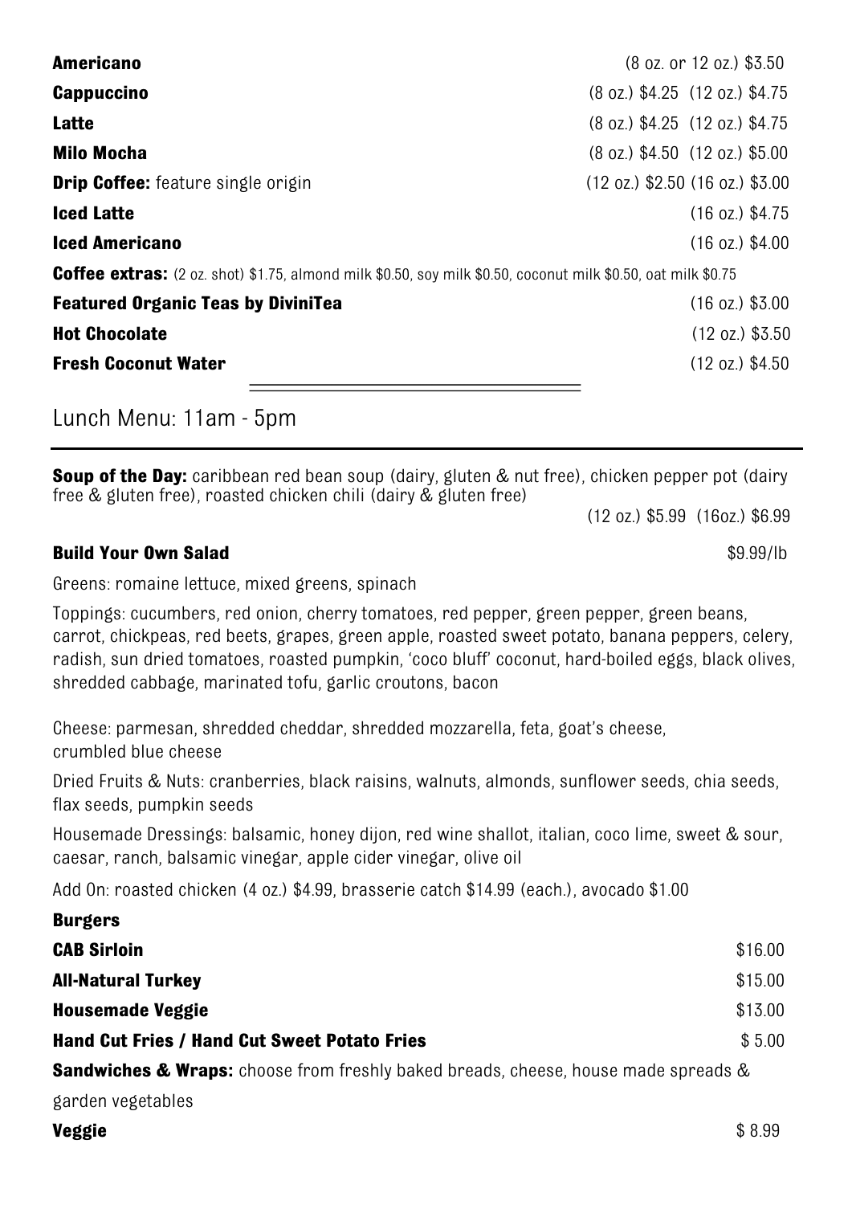**Americano** (8 oz. or 12 oz.) $3.50

**Cappuccino** (8 oz.) $4.25 (12 oz.) $4.75

**Latte** (8 oz.) $4.25 (12 oz.) $4.75

**Milo Mocha** (8 oz.) $4.50 (12 oz.) $5.00

**Drip Coffee:** feature single origin (12 oz.) $2.50 (16 oz.) $3.00

**Iced Latte** (16 oz.) $4.75

**Iced Americano** (16 oz.) $4.00

**Coffee extras:** (2 oz. shot) $1.75, almond milk $0.50, soy milk $0.50, coconut milk $0.50, oat milk $0.75

**Featured Organic Teas by DiviniTea** (16 oz.) $3.00

**Hot Chocolate** (12 oz.) $3.50

**Fresh Coconut Water** (12 oz.) $4.50

---

## Lunch Menu: 11am - 5pm

**Soup of the Day:** caribbean red bean soup (dairy, gluten & nut free), chicken pepper pot (dairy free & gluten free), roasted chicken chili (dairy & gluten free)

(12 oz.) $5.99 (16oz.) $6.99

**Build Your Own Salad** $9.99/lb

Greens: romaine lettuce, mixed greens, spinach

Toppings: cucumbers, red onion, cherry tomatoes, red pepper, green pepper, green beans, carrot, chickpeas, red beets, grapes, green apple, roasted sweet potato, banana peppers, celery, radish, sun dried tomatoes, roasted pumpkin, 'coco bluff' coconut, hard-boiled eggs, black olives, shredded cabbage, marinated tofu, garlic croutons, bacon

Cheese: parmesan, shredded cheddar, shredded mozzarella, feta, goat's cheese, crumbled blue cheese

Dried Fruits & Nuts: cranberries, black raisins, walnuts, almonds, sunflower seeds, chia seeds, flax seeds, pumpkin seeds

Housemade Dressings: balsamic, honey dijon, red wine shallot, italian, coco lime, sweet & sour, caesar, ranch, balsamic vinegar, apple cider vinegar, olive oil

Add On: roasted chicken (4 oz.) $4.99, brasserie catch $14.99 (each.), avocado $1.00

**Burgers**

**CAB Sirloin** $16.00

**All-Natural Turkey** $15.00

**Housemade Veggie** $13.00

**Hand Cut Fries / Hand Cut Sweet Potato Fries** $ 5.00

**Sandwiches & Wraps:** choose from freshly baked breads, cheese, house made spreads & garden vegetables

**Veggie** $ 8.99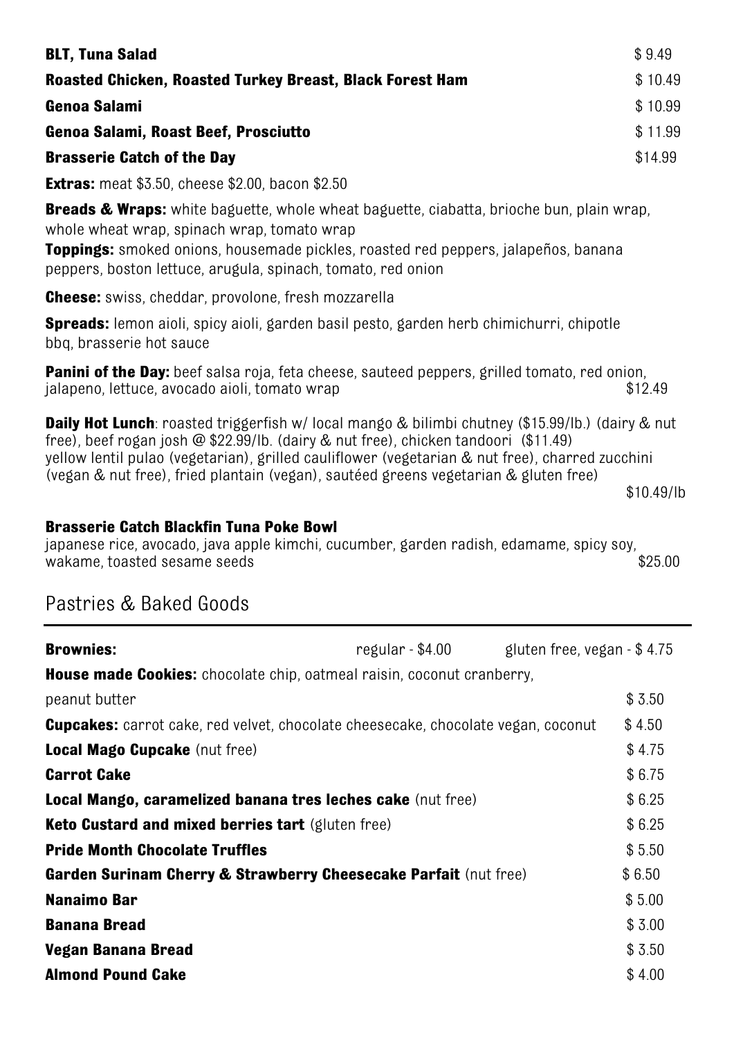**BLT, Tuna Salad** $ 9.49

**Roasted Chicken, Roasted Turkey Breast, Black Forest Ham** $ 10.49

**Genoa Salami** $ 10.99

**Genoa Salami, Roast Beef, Prosciutto** $ 11.99

**Brasserie Catch of the Day** $14.99

**Extras:** meat $3.50, cheese $2.00, bacon $2.50

**Breads & Wraps:** white baguette, whole wheat baguette, ciabatta, brioche bun, plain wrap, whole wheat wrap, spinach wrap, tomato wrap

**Toppings:** smoked onions, housemade pickles, roasted red peppers, jalapeños, banana peppers, boston lettuce, arugula, spinach, tomato, red onion

**Cheese:** swiss, cheddar, provolone, fresh mozzarella

**Spreads:** lemon aioli, spicy aioli, garden basil pesto, garden herb chimichurri, chipotle bbq, brasserie hot sauce

**Panini of the Day:** beef salsa roja, feta cheese, sauteed peppers, grilled tomato, red onion, jalapeno, lettuce, avocado aioli, tomato wrap $12.49

**Daily Hot Lunch**: roasted triggerfish w/ local mango & bilimbi chutney ($15.99/lb.) (dairy & nut free), beef rogan josh @ $22.99/lb. (dairy & nut free), chicken tandoori ($11.49) yellow lentil pulao (vegetarian), grilled cauliflower (vegetarian & nut free), charred zucchini (vegan & nut free), fried plantain (vegan), sautéed greens vegetarian & gluten free) $10.49/lb

**Brasserie Catch Blackfin Tuna Poke Bowl**
japanese rice, avocado, java apple kimchi, cucumber, garden radish, edamame, spicy soy, wakame, toasted sesame seeds $25.00

## Pastries & Baked Goods

**Brownies:** regular - $4.00 gluten free, vegan - $ 4.75

**House made Cookies:** chocolate chip, oatmeal raisin, coconut cranberry, peanut butter $ 3.50

**Cupcakes:** carrot cake, red velvet, chocolate cheesecake, chocolate vegan, coconut $ 4.50

**Local Mago Cupcake** (nut free) $ 4.75

**Carrot Cake** $ 6.75

**Local Mango, caramelized banana tres leches cake** (nut free) $ 6.25

**Keto Custard and mixed berries tart** (gluten free) $ 6.25

**Pride Month Chocolate Truffles** $ 5.50

**Garden Surinam Cherry & Strawberry Cheesecake Parfait** (nut free) $ 6.50

**Nanaimo Bar** $ 5.00

**Banana Bread** $ 3.00

**Vegan Banana Bread** $ 3.50

**Almond Pound Cake** $ 4.00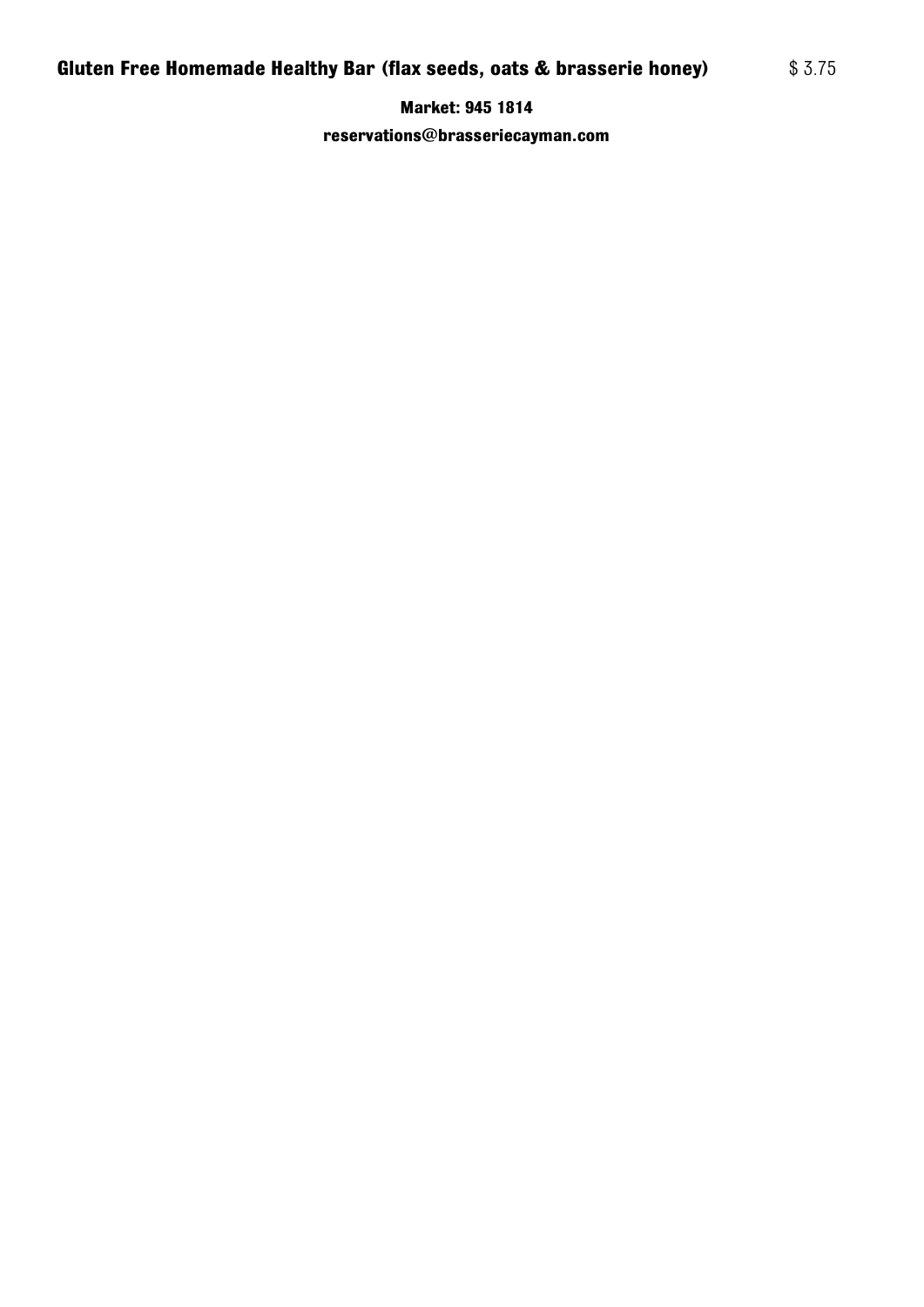**Gluten Free Homemade Healthy Bar (flax seeds, oats & brasserie honey)** $ 3.75

**Market: 945 1814**

**reservations@brasseriecayman.com**